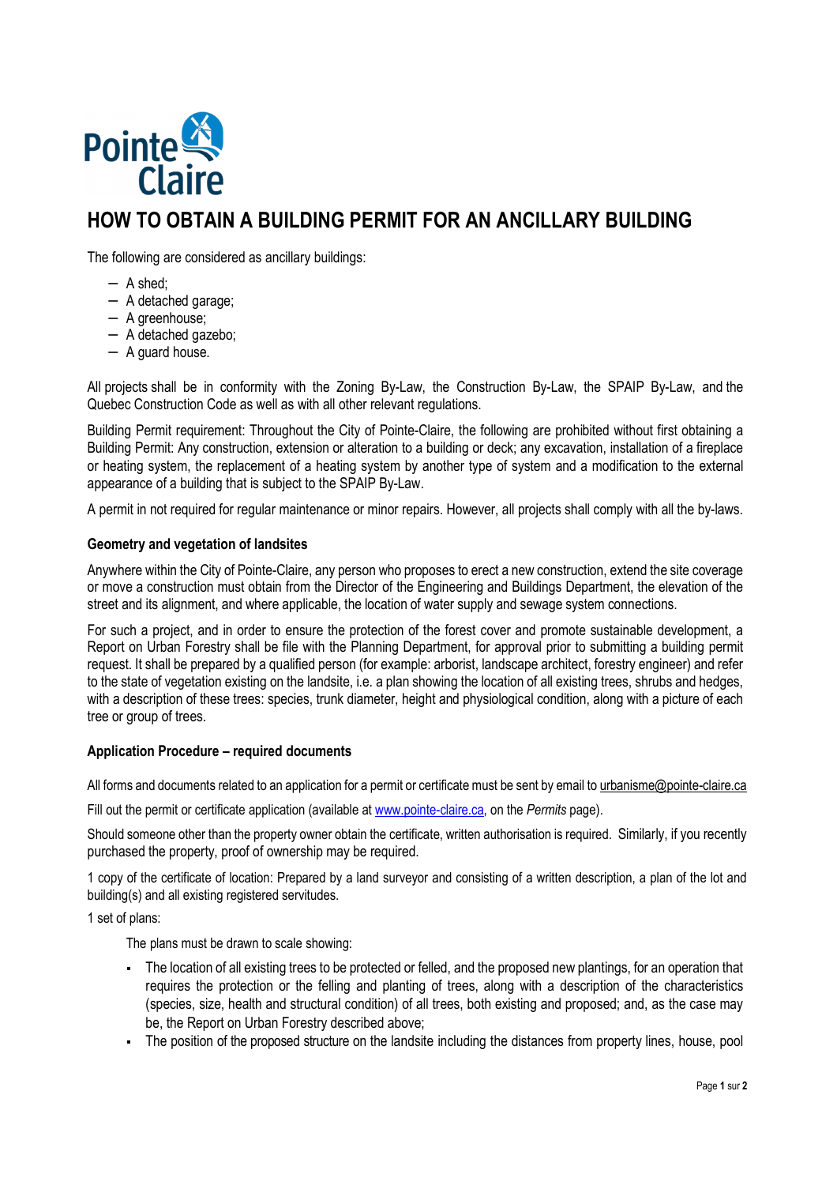# HOW TO OBTAIN A BUILDING PERMIT FOR AN ANCILLARY BUILDING

The following are considered as ancillary buildings:

- A shed;
- A detached garage;
- A greenhouse;
- A detached gazebo;
- A guard house.

All projects shall be in conformity with the Zoning By-Law, the Construction By-Law, the SPAIP By-Law, and the Quebec Construction Code as well as with all other relevant regulations.

Building Permit requirement: Throughout the City of Pointe-Claire, the following are prohibited without first obtaining a Building Permit: Any construction, extension or alteration to a building or deck; any excavation, installation of a fireplace or heating system, the replacement of a heating system by another type of system and a modification to the external appearance of a building that is subject to the SPAIP By-Law.

A permit in not required for regular maintenance or minor repairs. However, all projects shall comply with all the by-laws.

### Geometry and vegetation of landsites

Anywhere within the City of Pointe-Claire, any person who proposes to erect a new construction, extend the site coverage or move a construction must obtain from the Director of the Engineering and Buildings Department, the elevation of the street and its alignment, and where applicable, the location of water supply and sewage system connections.

For such a project, and in order to ensure the protection of the forest cover and promote sustainable development, a Report on Urban Forestry shall be file with the Planning Department, for approval prior to submitting a building permit request. It shall be prepared by a qualified person (for example: arborist, landscape architect, forestry engineer) and refer to the state of vegetation existing on the landsite, i.e. a plan showing the location of all existing trees, shrubs and hedges, with a description of these trees: species, trunk diameter, height and physiological condition, along with a picture of each tree or group of trees.

### Application Procedure – required documents

All forms and documents related to an application for a permit or certificate must be sent by email to urbanisme@pointe-claire.ca

Fill out the permit or certificate application (available at www.pointe-claire.ca, on the *Permits* page).

Should someone other than the property owner obtain the certificate, written authorisation is required. Similarly, if you recently purchased the property, proof of ownership may be required.

1 copy of the certificate of location: Prepared by a land surveyor and consisting of a written description, a plan of the lot and building(s) and all existing registered servitudes.

1 set of plans:

The plans must be drawn to scale showing:

- The location of all existing trees to be protected or felled, and the proposed new plantings, for an operation that requires the protection or the felling and planting of trees, along with a description of the characteristics (species, size, health and structural condition) of all trees, both existing and proposed; and, as the case may be, the Report on Urban Forestry described above;
- The position of the proposed structure on the landsite including the distances from property lines, house, pool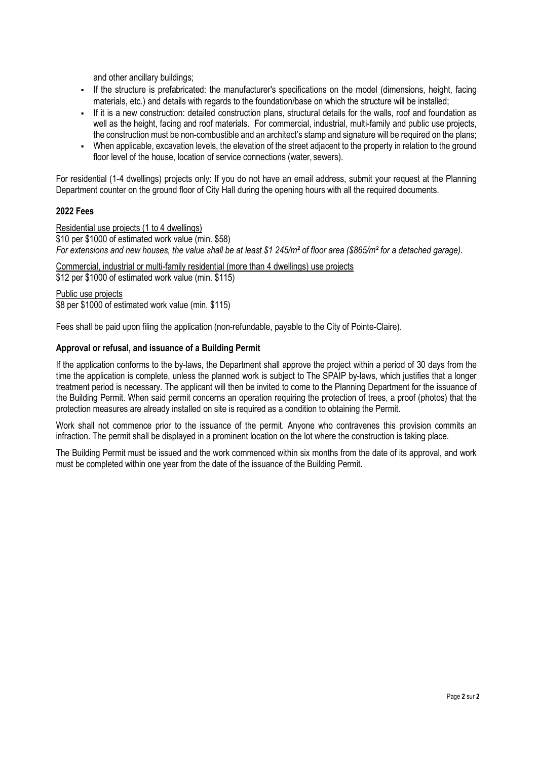and other ancillary buildings;

- If the structure is prefabricated: the manufacturer's specifications on the model (dimensions, height, facing materials, etc.) and details with regards to the foundation/base on which the structure will be installed;
- If it is a new construction: detailed construction plans, structural details for the walls, roof and foundation as well as the height, facing and roof materials. For commercial, industrial, multi-family and public use projects, the construction must be non-combustible and an architect's stamp and signature will be required on the plans;
- When applicable, excavation levels, the elevation of the street adjacent to the property in relation to the ground floor level of the house, location of service connections (water, sewers).

For residential (1-4 dwellings) projects only: If you do not have an email address, submit your request at the Planning Department counter on the ground floor of City Hall during the opening hours with all the required documents.

**2022 Fees**

Residential use projects (1 to 4 dwellings)
$10 per $1000 of estimated work value (min. $58)
*For extensions and new houses, the value shall be at least $1 245/m² of floor area ($865/m² for a detached garage).*

Commercial, industrial or multi-family residential (more than 4 dwellings) use projects
$12 per $1000 of estimated work value (min. $115)

Public use projects
$8 per $1000 of estimated work value (min. $115)

Fees shall be paid upon filing the application (non-refundable, payable to the City of Pointe-Claire).

**Approval or refusal, and issuance of a Building Permit**

If the application conforms to the by-laws, the Department shall approve the project within a period of 30 days from the time the application is complete, unless the planned work is subject to The SPAIP by-laws, which justifies that a longer treatment period is necessary. The applicant will then be invited to come to the Planning Department for the issuance of the Building Permit. When said permit concerns an operation requiring the protection of trees, a proof (photos) that the protection measures are already installed on site is required as a condition to obtaining the Permit.

Work shall not commence prior to the issuance of the permit. Anyone who contravenes this provision commits an infraction. The permit shall be displayed in a prominent location on the lot where the construction is taking place.

The Building Permit must be issued and the work commenced within six months from the date of its approval, and work must be completed within one year from the date of the issuance of the Building Permit.